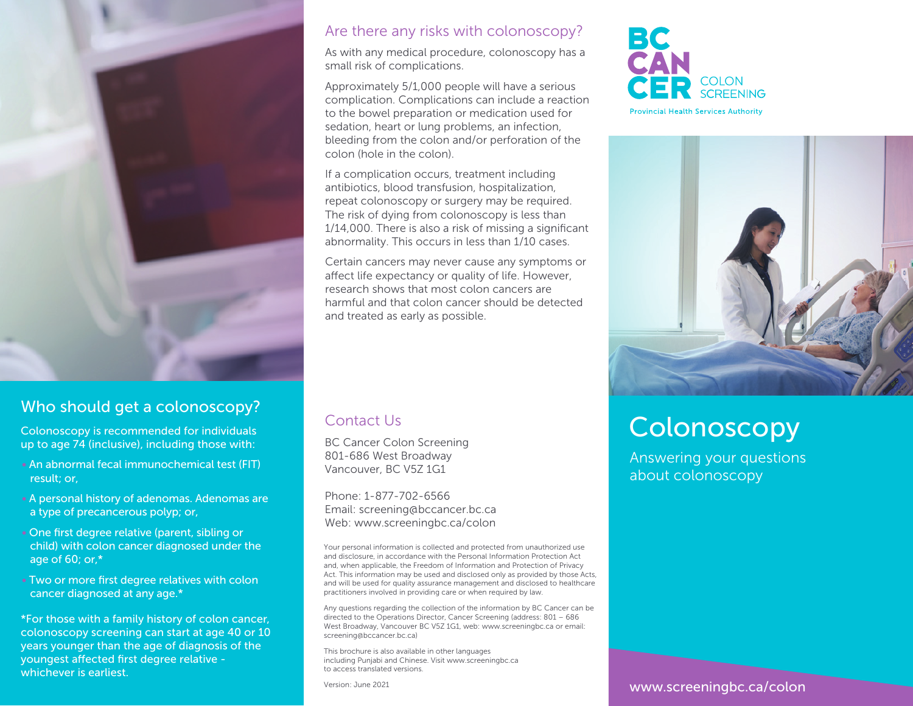## Who should get a colonoscopy?

Colonoscopy is recommended for individuals up to age 74 (inclusive), including those with:

- An abnormal fecal immunochemical test (FIT) result; or,
- A personal history of adenomas. Adenomas are a type of precancerous polyp; or,
- One first degree relative (parent, sibling or child) with colon cancer diagnosed under the age of 60; or,*
- Two or more first degree relatives with colon cancer diagnosed at any age.*

*For those with a family history of colon cancer, colonoscopy screening can start at age 40 or 10 years younger than the age of diagnosis of the youngest affected first degree relative - whichever is earliest.

## Are there any risks with colonoscopy?

As with any medical procedure, colonoscopy has a small risk of complications.

Approximately 5/1,000 people will have a serious complication. Complications can include a reaction to the bowel preparation or medication used for sedation, heart or lung problems, an infection, bleeding from the colon and/or perforation of the colon (hole in the colon).

If a complication occurs, treatment including antibiotics, blood transfusion, hospitalization, repeat colonoscopy or surgery may be required. The risk of dying from colonoscopy is less than 1/14,000. There is also a risk of missing a significant abnormality. This occurs in less than 1/10 cases.

Certain cancers may never cause any symptoms or affect life expectancy or quality of life. However, research shows that most colon cancers are harmful and that colon cancer should be detected and treated as early as possible.

## Contact Us

BC Cancer Colon Screening
801-686 West Broadway
Vancouver, BC V5Z 1G1

Phone: 1-877-702-6566
Email: screening@bccancer.bc.ca
Web: www.screeningbc.ca/colon

Your personal information is collected and protected from unauthorized use and disclosure, in accordance with the Personal Information Protection Act and, when applicable, the Freedom of Information and Protection of Privacy Act. This information may be used and disclosed only as provided by those Acts, and will be used for quality assurance management and disclosed to healthcare practitioners involved in providing care or when required by law.

Any questions regarding the collection of the information by BC Cancer can be directed to the Operations Director, Cancer Screening (address: 801 – 686 West Broadway, Vancouver BC V5Z 1G1, web: www.screeningbc.ca or email: screening@bccancer.bc.ca)

This brochure is also available in other languages including Punjabi and Chinese. Visit www.screeningbc.ca to access translated versions.

Version: June 2021

BC CANCER COLON SCREENING
Provincial Health Services Authority

# Colonoscopy

Answering your questions about colonoscopy

www.screeningbc.ca/colon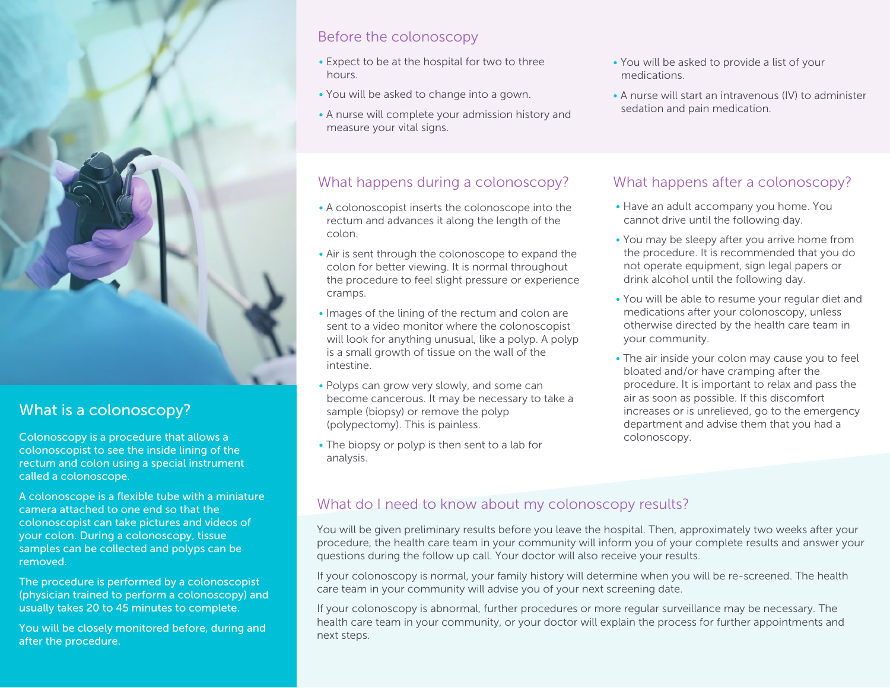## What is a colonoscopy?

Colonoscopy is a procedure that allows a colonoscopist to see the inside lining of the rectum and colon using a special instrument called a colonoscope.

A colonoscope is a flexible tube with a miniature camera attached to one end so that the colonoscopist can take pictures and videos of your colon. During a colonoscopy, tissue samples can be collected and polyps can be removed.

The procedure is performed by a colonoscopist (physician trained to perform a colonoscopy) and usually takes 20 to 45 minutes to complete.

You will be closely monitored before, during and after the procedure.

## Before the colonoscopy

- Expect to be at the hospital for two to three hours.
- You will be asked to change into a gown.
- A nurse will complete your admission history and measure your vital signs.
- You will be asked to provide a list of your medications.
- A nurse will start an intravenous (IV) to administer sedation and pain medication.

## What happens during a colonoscopy?

- A colonoscopist inserts the colonoscope into the rectum and advances it along the length of the colon.
- Air is sent through the colonoscope to expand the colon for better viewing. It is normal throughout the procedure to feel slight pressure or experience cramps.
- Images of the lining of the rectum and colon are sent to a video monitor where the colonoscopist will look for anything unusual, like a polyp. A polyp is a small growth of tissue on the wall of the intestine.
- Polyps can grow very slowly, and some can become cancerous. It may be necessary to take a sample (biopsy) or remove the polyp (polypectomy). This is painless.
- The biopsy or polyp is then sent to a lab for analysis.

## What happens after a colonoscopy?

- Have an adult accompany you home. You cannot drive until the following day.
- You may be sleepy after you arrive home from the procedure. It is recommended that you do not operate equipment, sign legal papers or drink alcohol until the following day.
- You will be able to resume your regular diet and medications after your colonoscopy, unless otherwise directed by the health care team in your community.
- The air inside your colon may cause you to feel bloated and/or have cramping after the procedure. It is important to relax and pass the air as soon as possible. If this discomfort increases or is unrelieved, go to the emergency department and advise them that you had a colonoscopy.

## What do I need to know about my colonoscopy results?

You will be given preliminary results before you leave the hospital. Then, approximately two weeks after your procedure, the health care team in your community will inform you of your complete results and answer your questions during the follow up call. Your doctor will also receive your results.

If your colonoscopy is normal, your family history will determine when you will be re-screened. The health care team in your community will advise you of your next screening date.

If your colonoscopy is abnormal, further procedures or more regular surveillance may be necessary. The health care team in your community, or your doctor will explain the process for further appointments and next steps.